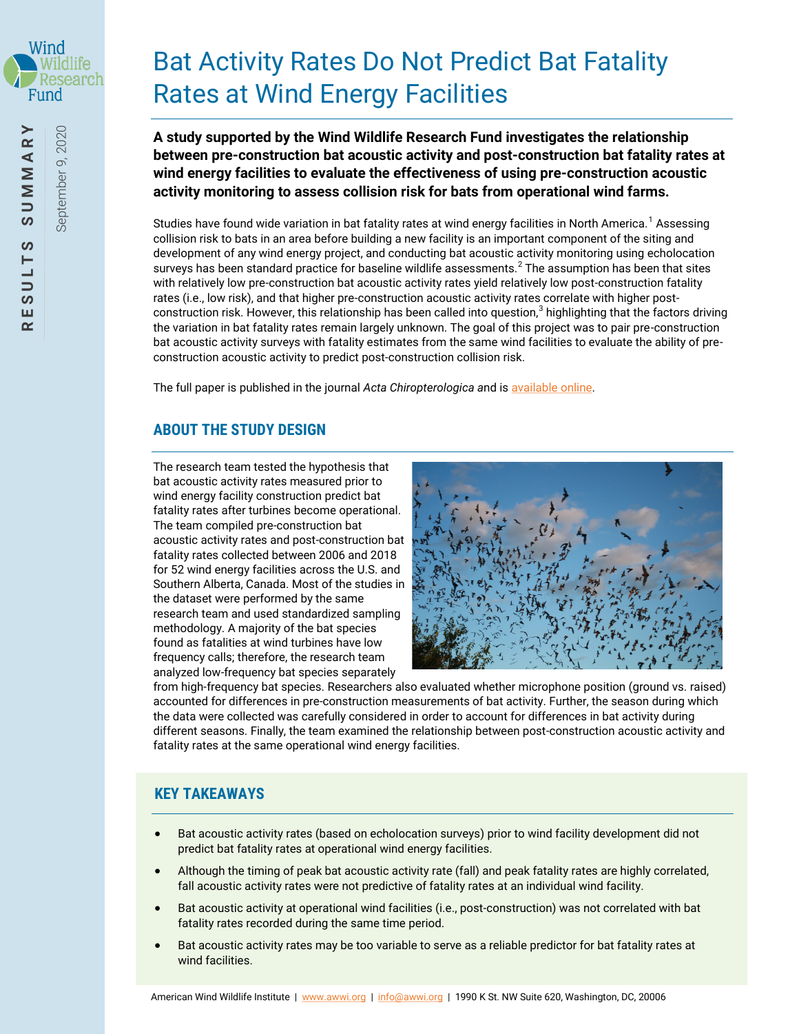# Bat Activity Rates Do Not Predict Bat Fatality Rates at Wind Energy Facilities

RESULTS SUMMARY

September 9, 2020

**A study supported by the Wind Wildlife Research Fund investigates the relationship between pre-construction bat acoustic activity and post-construction bat fatality rates at wind energy facilities to evaluate the effectiveness of using pre-construction acoustic activity monitoring to assess collision risk for bats from operational wind farms.**

Studies have found wide variation in bat fatality rates at wind energy facilities in North America.[1] Assessing collision risk to bats in an area before building a new facility is an important component of the siting and development of any wind energy project, and conducting bat acoustic activity monitoring using echolocation surveys has been standard practice for baseline wildlife assessments.[2] The assumption has been that sites with relatively low pre-construction bat acoustic activity rates yield relatively low post-construction fatality rates (i.e., low risk), and that higher pre-construction acoustic activity rates correlate with higher post-construction risk. However, this relationship has been called into question,[3] highlighting that the factors driving the variation in bat fatality rates remain largely unknown. The goal of this project was to pair pre-construction bat acoustic activity surveys with fatality estimates from the same wind facilities to evaluate the ability of pre-construction acoustic activity to predict post-construction collision risk.

The full paper is published in the journal *Acta Chiropterologica* and is available online.

## ABOUT THE STUDY DESIGN

The research team tested the hypothesis that bat acoustic activity rates measured prior to wind energy facility construction predict bat fatality rates after turbines become operational. The team compiled pre-construction bat acoustic activity rates and post-construction bat fatality rates collected between 2006 and 2018 for 52 wind energy facilities across the U.S. and Southern Alberta, Canada. Most of the studies in the dataset were performed by the same research team and used standardized sampling methodology. A majority of the bat species found as fatalities at wind turbines have low frequency calls; therefore, the research team analyzed low-frequency bat species separately from high-frequency bat species. Researchers also evaluated whether microphone position (ground vs. raised) accounted for differences in pre-construction measurements of bat activity. Further, the season during which the data were collected was carefully considered in order to account for differences in bat activity during different seasons. Finally, the team examined the relationship between post-construction acoustic activity and fatality rates at the same operational wind energy facilities.

## KEY TAKEAWAYS

- Bat acoustic activity rates (based on echolocation surveys) prior to wind facility development did not predict bat fatality rates at operational wind energy facilities.
- Although the timing of peak bat acoustic activity rate (fall) and peak fatality rates are highly correlated, fall acoustic activity rates were not predictive of fatality rates at an individual wind facility.
- Bat acoustic activity at operational wind facilities (i.e., post-construction) was not correlated with bat fatality rates recorded during the same time period.
- Bat acoustic activity rates may be too variable to serve as a reliable predictor for bat fatality rates at wind facilities.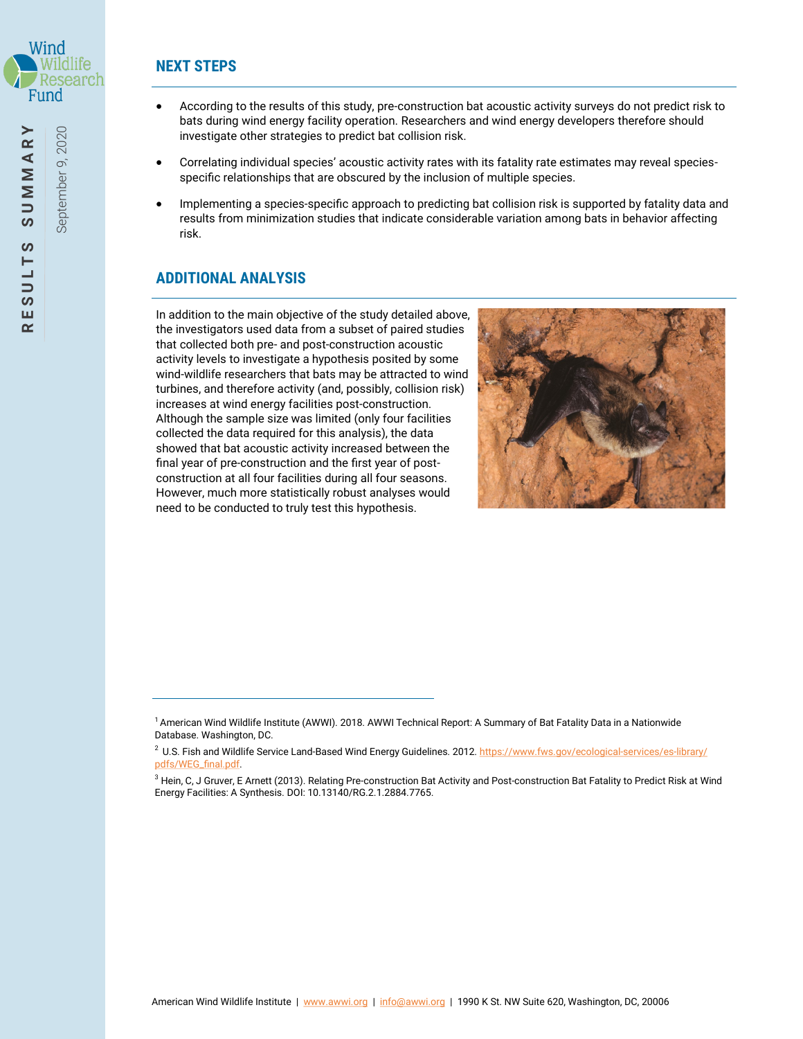## NEXT STEPS

- According to the results of this study, pre-construction bat acoustic activity surveys do not predict risk to bats during wind energy facility operation. Researchers and wind energy developers therefore should investigate other strategies to predict bat collision risk.
- Correlating individual species' acoustic activity rates with its fatality rate estimates may reveal species-specific relationships that are obscured by the inclusion of multiple species.
- Implementing a species-specific approach to predicting bat collision risk is supported by fatality data and results from minimization studies that indicate considerable variation among bats in behavior affecting risk.

## ADDITIONAL ANALYSIS

In addition to the main objective of the study detailed above, the investigators used data from a subset of paired studies that collected both pre- and post-construction acoustic activity levels to investigate a hypothesis posited by some wind-wildlife researchers that bats may be attracted to wind turbines, and therefore activity (and, possibly, collision risk) increases at wind energy facilities post-construction. Although the sample size was limited (only four facilities collected the data required for this analysis), the data showed that bat acoustic activity increased between the final year of pre-construction and the first year of post-construction at all four facilities during all four seasons. However, much more statistically robust analyses would need to be conducted to truly test this hypothesis.

---

[1] American Wind Wildlife Institute (AWWI). 2018. AWWI Technical Report: A Summary of Bat Fatality Data in a Nationwide Database. Washington, DC.

[2] U.S. Fish and Wildlife Service Land-Based Wind Energy Guidelines. 2012. https://www.fws.gov/ecological-services/es-library/pdfs/WEG_final.pdf.

[3] Hein, C, J Gruver, E Arnett (2013). Relating Pre-construction Bat Activity and Post-construction Bat Fatality to Predict Risk at Wind Energy Facilities: A Synthesis. DOI: 10.13140/RG.2.1.2884.7765.